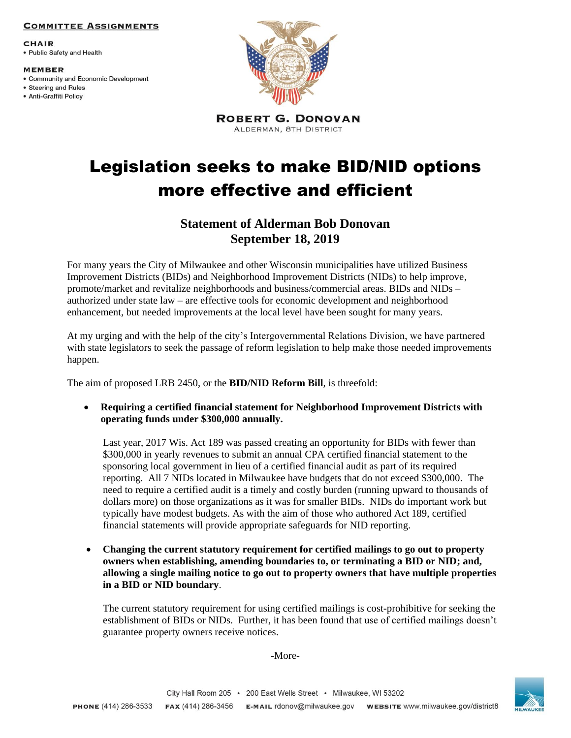**COMMITTEE ASSIGNMENTS**

**CHAIR**
- Public Safety and Health

**MEMBER**
- Community and Economic Development
- Steering and Rules
- Anti-Graffiti Policy

**ROBERT G. DONOVAN**
ALDERMAN, 8TH DISTRICT

# Legislation seeks to make BID/NID options more effective and efficient

## Statement of Alderman Bob Donovan
## September 18, 2019

For many years the City of Milwaukee and other Wisconsin municipalities have utilized Business Improvement Districts (BIDs) and Neighborhood Improvement Districts (NIDs) to help improve, promote/market and revitalize neighborhoods and business/commercial areas. BIDs and NIDs – authorized under state law – are effective tools for economic development and neighborhood enhancement, but needed improvements at the local level have been sought for many years.

At my urging and with the help of the city's Intergovernmental Relations Division, we have partnered with state legislators to seek the passage of reform legislation to help make those needed improvements happen.

The aim of proposed LRB 2450, or the **BID/NID Reform Bill**, is threefold:

- **Requiring a certified financial statement for Neighborhood Improvement Districts with operating funds under $300,000 annually.**

  Last year, 2017 Wis. Act 189 was passed creating an opportunity for BIDs with fewer than $300,000 in yearly revenues to submit an annual CPA certified financial statement to the sponsoring local government in lieu of a certified financial audit as part of its required reporting. All 7 NIDs located in Milwaukee have budgets that do not exceed $300,000. The need to require a certified audit is a timely and costly burden (running upward to thousands of dollars more) on those organizations as it was for smaller BIDs. NIDs do important work but typically have modest budgets. As with the aim of those who authored Act 189, certified financial statements will provide appropriate safeguards for NID reporting.

- **Changing the current statutory requirement for certified mailings to go out to property owners when establishing, amending boundaries to, or terminating a BID or NID; and, allowing a single mailing notice to go out to property owners that have multiple properties in a BID or NID boundary**.

  The current statutory requirement for using certified mailings is cost-prohibitive for seeking the establishment of BIDs or NIDs. Further, it has been found that use of certified mailings doesn't guarantee property owners receive notices.

-More-

City Hall Room 205 • 200 East Wells Street • Milwaukee, WI 53202
**PHONE** (414) 286-3533 **FAX** (414) 286-3456 **E-MAIL** rdonov@milwaukee.gov **WEBSITE** www.milwaukee.gov/district8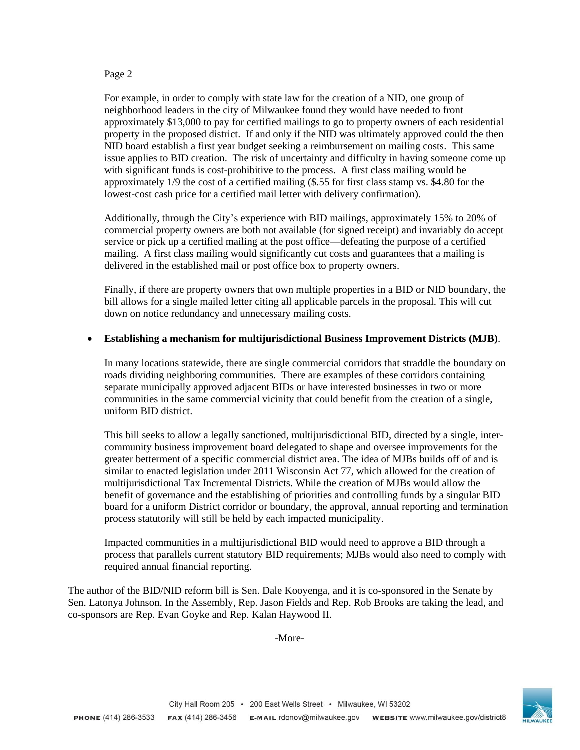For example, in order to comply with state law for the creation of a NID, one group of neighborhood leaders in the city of Milwaukee found they would have needed to front approximately $13,000 to pay for certified mailings to go to property owners of each residential property in the proposed district. If and only if the NID was ultimately approved could the then NID board establish a first year budget seeking a reimbursement on mailing costs. This same issue applies to BID creation. The risk of uncertainty and difficulty in having someone come up with significant funds is cost-prohibitive to the process. A first class mailing would be approximately 1/9 the cost of a certified mailing ($.55 for first class stamp vs. $4.80 for the lowest-cost cash price for a certified mail letter with delivery confirmation).

Additionally, through the City's experience with BID mailings, approximately 15% to 20% of commercial property owners are both not available (for signed receipt) and invariably do accept service or pick up a certified mailing at the post office—defeating the purpose of a certified mailing. A first class mailing would significantly cut costs and guarantees that a mailing is delivered in the established mail or post office box to property owners.

Finally, if there are property owners that own multiple properties in a BID or NID boundary, the bill allows for a single mailed letter citing all applicable parcels in the proposal. This will cut down on notice redundancy and unnecessary mailing costs.

- **Establishing a mechanism for multijurisdictional Business Improvement Districts (MJB)**.

  In many locations statewide, there are single commercial corridors that straddle the boundary on roads dividing neighboring communities. There are examples of these corridors containing separate municipally approved adjacent BIDs or have interested businesses in two or more communities in the same commercial vicinity that could benefit from the creation of a single, uniform BID district.

  This bill seeks to allow a legally sanctioned, multijurisdictional BID, directed by a single, inter-community business improvement board delegated to shape and oversee improvements for the greater betterment of a specific commercial district area. The idea of MJBs builds off of and is similar to enacted legislation under 2011 Wisconsin Act 77, which allowed for the creation of multijurisdictional Tax Incremental Districts. While the creation of MJBs would allow the benefit of governance and the establishing of priorities and controlling funds by a singular BID board for a uniform District corridor or boundary, the approval, annual reporting and termination process statutorily will still be held by each impacted municipality.

  Impacted communities in a multijurisdictional BID would need to approve a BID through a process that parallels current statutory BID requirements; MJBs would also need to comply with required annual financial reporting.

The author of the BID/NID reform bill is Sen. Dale Kooyenga, and it is co-sponsored in the Senate by Sen. Latonya Johnson. In the Assembly, Rep. Jason Fields and Rep. Rob Brooks are taking the lead, and co-sponsors are Rep. Evan Goyke and Rep. Kalan Haywood II.

-More-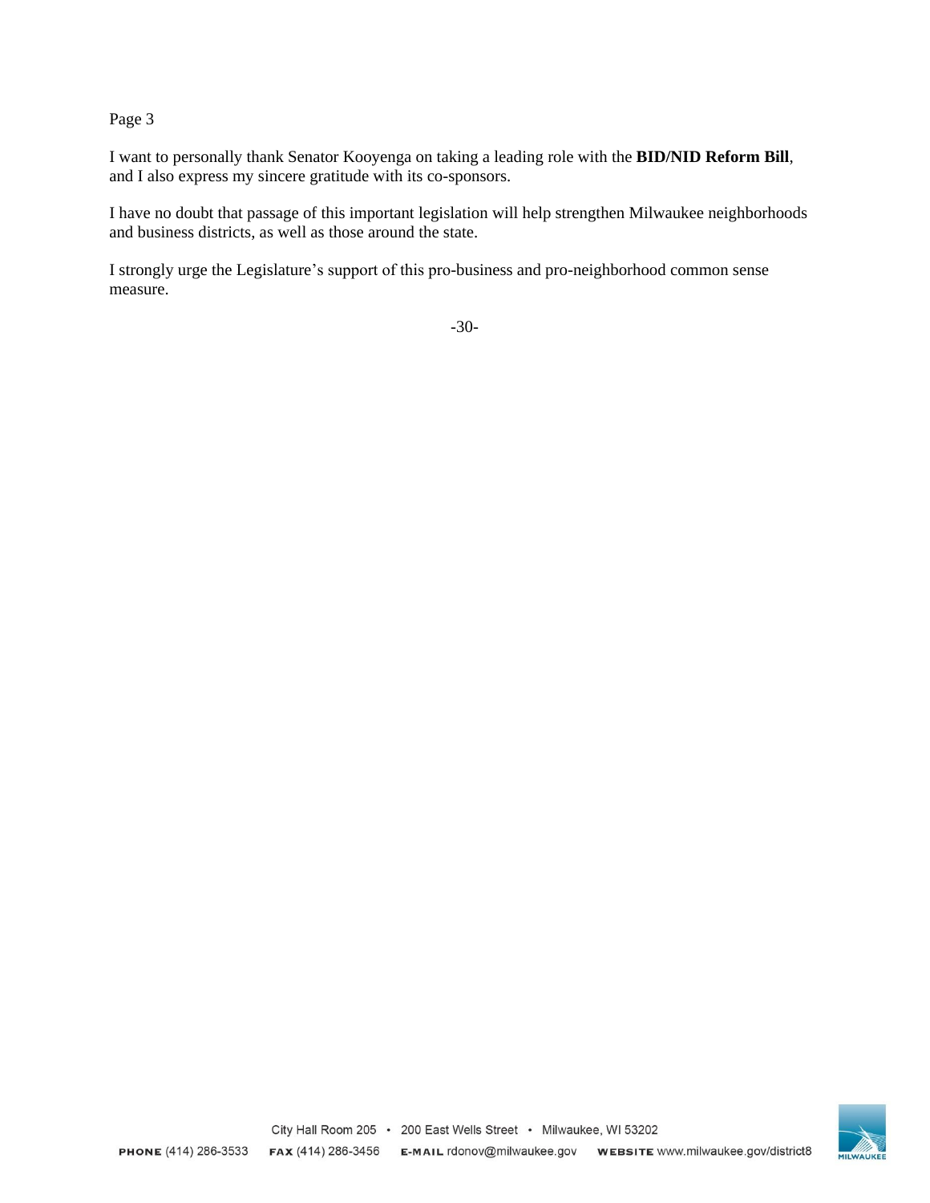I want to personally thank Senator Kooyenga on taking a leading role with the **BID/NID Reform Bill**, and I also express my sincere gratitude with its co-sponsors.

I have no doubt that passage of this important legislation will help strengthen Milwaukee neighborhoods and business districts, as well as those around the state.

I strongly urge the Legislature's support of this pro-business and pro-neighborhood common sense measure.

-30-